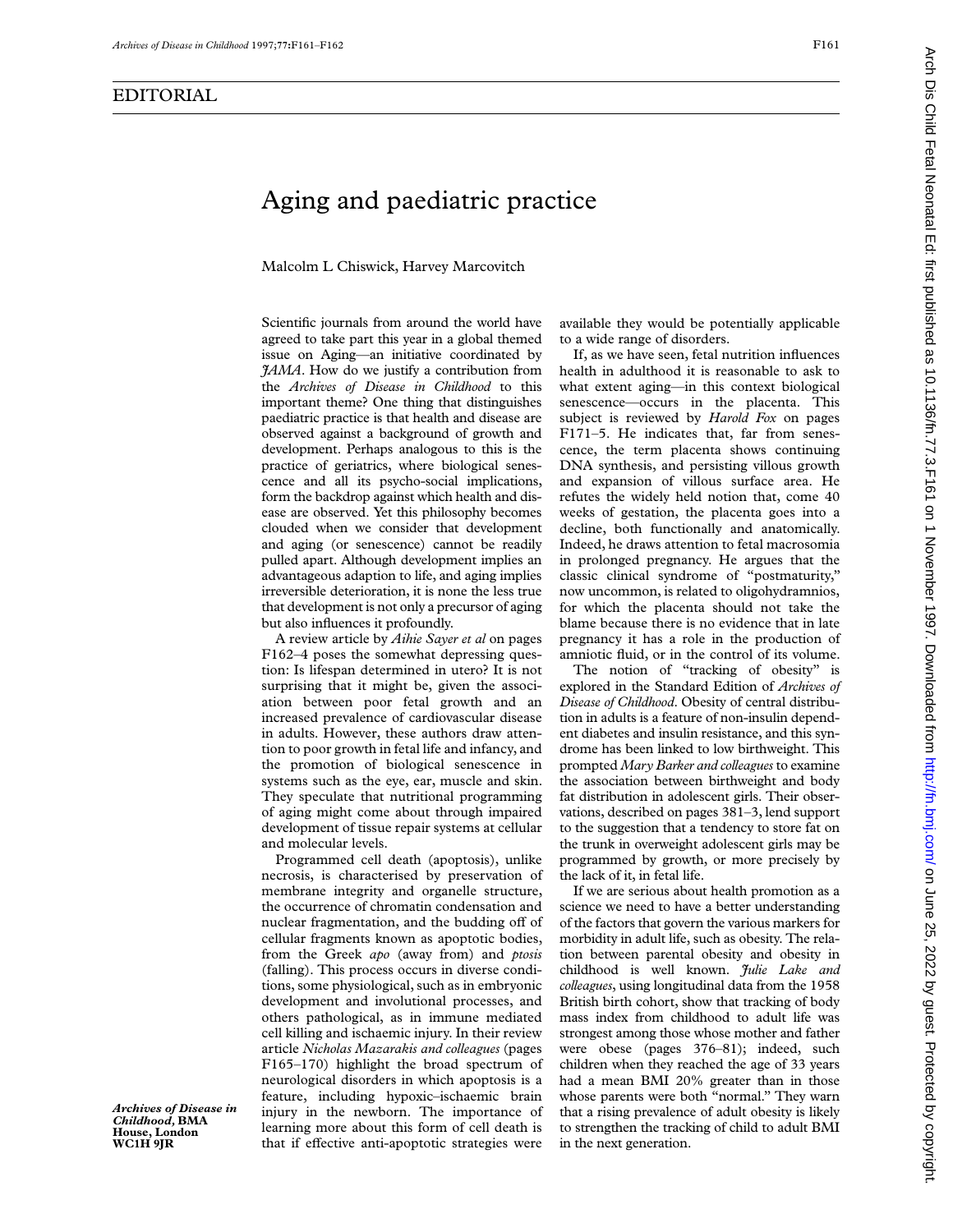## EDITORIAL

# Aging and paediatric practice

Malcolm L Chiswick, Harvey Marcovitch

*Archives of Disease in Childhood,* **BMA House, London WC1H 9JR**

Scientific journals from around the world have agreed to take part this year in a global themed issue on Aging—an initiative coordinated by *JAMA*. How do we justify a contribution from the *Archives of Disease in Childhood* to this important theme? One thing that distinguishes paediatric practice is that health and disease are observed against a background of growth and development. Perhaps analogous to this is the practice of geriatrics, where biological senescence and all its psycho-social implications, form the backdrop against which health and disease are observed. Yet this philosophy becomes clouded when we consider that development and aging (or senescence) cannot be readily pulled apart. Although development implies an advantageous adaption to life, and aging implies irreversible deterioration, it is none the less true that development is not only a precursor of aging but also influences it profoundly.

A review article by *Aihie Sayer et al* on pages F162–4 poses the somewhat depressing question: Is lifespan determined in utero? It is not surprising that it might be, given the association between poor fetal growth and an increased prevalence of cardiovascular disease in adults. However, these authors draw attention to poor growth in fetal life and infancy, and the promotion of biological senescence in systems such as the eye, ear, muscle and skin. They speculate that nutritional programming of aging might come about through impaired development of tissue repair systems at cellular and molecular levels.

Programmed cell death (apoptosis), unlike necrosis, is characterised by preservation of membrane integrity and organelle structure, the occurrence of chromatin condensation and nuclear fragmentation, and the budding off of cellular fragments known as apoptotic bodies, from the Greek *apo* (away from) and *ptosis* (falling). This process occurs in diverse conditions, some physiological, such as in embryonic development and involutional processes, and others pathological, as in immune mediated cell killing and ischaemic injury. In their review article *Nicholas Mazarakis and colleagues* (pages F165–170) highlight the broad spectrum of neurological disorders in which apoptosis is a feature, including hypoxic–ischaemic brain injury in the newborn. The importance of learning more about this form of cell death is that if effective anti-apoptotic strategies were available they would be potentially applicable to a wide range of disorders.

If, as we have seen, fetal nutrition influences health in adulthood it is reasonable to ask to what extent aging—in this context biological senescence—occurs in the placenta. This subject is reviewed by *Harold Fox* on pages F171–5. He indicates that, far from senescence, the term placenta shows continuing DNA synthesis, and persisting villous growth and expansion of villous surface area. He refutes the widely held notion that, come 40 weeks of gestation, the placenta goes into a decline, both functionally and anatomically. Indeed, he draws attention to fetal macrosomia in prolonged pregnancy. He argues that the classic clinical syndrome of "postmaturity," now uncommon, is related to oligohydramnios, for which the placenta should not take the blame because there is no evidence that in late pregnancy it has a role in the production of amniotic fluid, or in the control of its volume.

The notion of "tracking of obesity" is explored in the Standard Edition of *Archives of Disease of Childhood*. Obesity of central distribution in adults is a feature of non-insulin dependent diabetes and insulin resistance, and this syndrome has been linked to low birthweight. This prompted *Mary Barker and colleagues* to examine the association between birthweight and body fat distribution in adolescent girls. Their observations, described on pages 381–3, lend support to the suggestion that a tendency to store fat on the trunk in overweight adolescent girls may be programmed by growth, or more precisely by the lack of it, in fetal life.

If we are serious about health promotion as a science we need to have a better understanding of the factors that govern the various markers for morbidity in adult life, such as obesity. The relation between parental obesity and obesity in childhood is well known. *Julie Lake and colleagues*, using longitudinal data from the 1958 British birth cohort, show that tracking of body mass index from childhood to adult life was strongest among those whose mother and father were obese (pages 376–81); indeed, such children when they reached the age of 33 years had a mean BMI 20% greater than in those whose parents were both "normal." They warn that a rising prevalence of adult obesity is likely to strengthen the tracking of child to adult BMI in the next generation.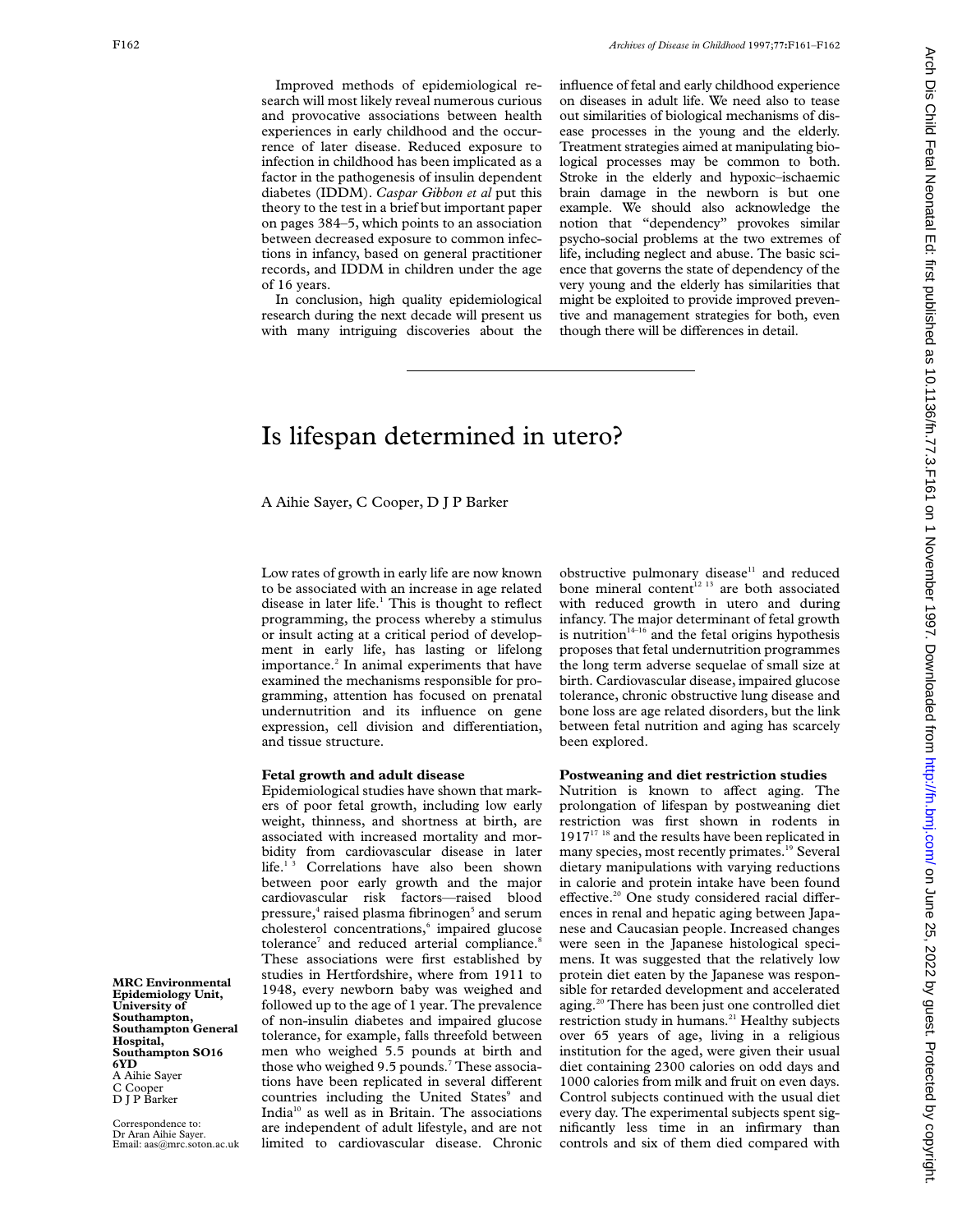Improved methods of epidemiological research will most likely reveal numerous curious and provocative associations between health experiences in early childhood and the occurrence of later disease. Reduced exposure to infection in childhood has been implicated as a factor in the pathogenesis of insulin dependent diabetes (IDDM). *Caspar Gibbon et al* put this theory to the test in a brief but important paper on pages 384–5, which points to an association between decreased exposure to common infections in infancy, based on general practitioner records, and IDDM in children under the age of 16 years.

In conclusion, high quality epidemiological research during the next decade will present us with many intriguing discoveries about the influence of fetal and early childhood experience on diseases in adult life. We need also to tease out similarities of biological mechanisms of disease processes in the young and the elderly. Treatment strategies aimed at manipulating biological processes may be common to both. Stroke in the elderly and hypoxic–ischaemic brain damage in the newborn is but one example. We should also acknowledge the notion that "dependency" provokes similar psycho-social problems at the two extremes of life, including neglect and abuse. The basic science that governs the state of dependency of the very young and the elderly has similarities that might be exploited to provide improved preventive and management strategies for both, even though there will be differences in detail.

# Is lifespan determined in utero?

A Aihie Sayer, C Cooper, D J P Barker

**MRC Environmental Epidemiology Unit, University of Southampton, Southampton General Hospital, Southampton SO16 6YD**
A Aihie Sayer
C Cooper
D J P Barker

Correspondence to:
Dr Aran Aihie Sayer.
Email: aas@mrc.soton.ac.uk

Low rates of growth in early life are now known to be associated with an increase in age related disease in later life.[1] This is thought to reflect programming, the process whereby a stimulus or insult acting at a critical period of development in early life, has lasting or lifelong importance.[2] In animal experiments that have examined the mechanisms responsible for programming, attention has focused on prenatal undernutrition and its influence on gene expression, cell division and differentiation, and tissue structure.

## Fetal growth and adult disease

Epidemiological studies have shown that markers of poor fetal growth, including low early weight, thinness, and shortness at birth, are associated with increased mortality and morbidity from cardiovascular disease in later life.[1 3] Correlations have also been shown between poor early growth and the major cardiovascular risk factors—raised blood pressure,[4] raised plasma fibrinogen[5] and serum cholesterol concentrations,[6] impaired glucose tolerance[7] and reduced arterial compliance.[8] These associations were first established by studies in Hertfordshire, where from 1911 to 1948, every newborn baby was weighed and followed up to the age of 1 year. The prevalence of non-insulin diabetes and impaired glucose tolerance, for example, falls threefold between men who weighed 5.5 pounds at birth and those who weighed 9.5 pounds.[7] These associations have been replicated in several different countries including the United States[9] and India[10] as well as in Britain. The associations are independent of adult lifestyle, and are not limited to cardiovascular disease. Chronic obstructive pulmonary disease[11] and reduced bone mineral content[12 13] are both associated with reduced growth in utero and during infancy. The major determinant of fetal growth is nutrition[14–16] and the fetal origins hypothesis proposes that fetal undernutrition programmes the long term adverse sequelae of small size at birth. Cardiovascular disease, impaired glucose tolerance, chronic obstructive lung disease and bone loss are age related disorders, but the link between fetal nutrition and aging has scarcely been explored.

## Postweaning and diet restriction studies

Nutrition is known to affect aging. The prolongation of lifespan by postweaning diet restriction was first shown in rodents in 1917[17 18] and the results have been replicated in many species, most recently primates.[19] Several dietary manipulations with varying reductions in calorie and protein intake have been found effective.[20] One study considered racial differences in renal and hepatic aging between Japanese and Caucasian people. Increased changes were seen in the Japanese histological specimens. It was suggested that the relatively low protein diet eaten by the Japanese was responsible for retarded development and accelerated aging.[20] There has been just one controlled diet restriction study in humans.[21] Healthy subjects over 65 years of age, living in a religious institution for the aged, were given their usual diet containing 2300 calories on odd days and 1000 calories from milk and fruit on even days. Control subjects continued with the usual diet every day. The experimental subjects spent significantly less time in an infirmary than controls and six of them died compared with